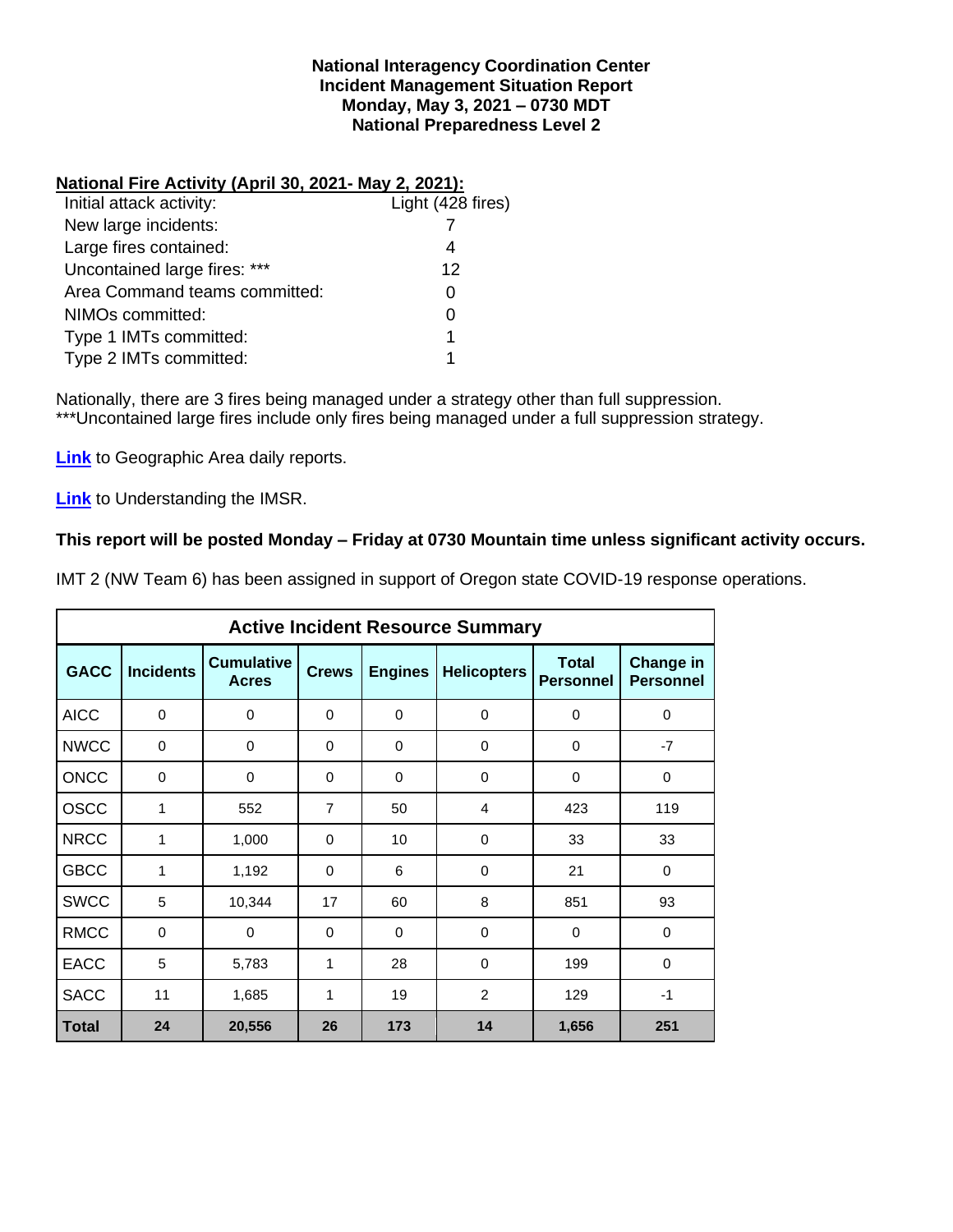**National Interagency Coordination Center**
**Incident Management Situation Report**
**Monday, May 3, 2021 – 0730 MDT**
**National Preparedness Level 2**

**National Fire Activity (April 30, 2021- May 2, 2021):**

| | |
|---|---|
| Initial attack activity: | Light (428 fires) |
| New large incidents: | 7 |
| Large fires contained: | 4 |
| Uncontained large fires: *** | 12 |
| Area Command teams committed: | 0 |
| NIMOs committed: | 0 |
| Type 1 IMTs committed: | 1 |
| Type 2 IMTs committed: | 1 |

Nationally, there are 3 fires being managed under a strategy other than full suppression.
***Uncontained large fires include only fires being managed under a full suppression strategy.

**Link** to Geographic Area daily reports.

**Link** to Understanding the IMSR.

**This report will be posted Monday – Friday at 0730 Mountain time unless significant activity occurs.**

IMT 2 (NW Team 6) has been assigned in support of Oregon state COVID-19 response operations.

**Active Incident Resource Summary**

| GACC | Incidents | Cumulative Acres | Crews | Engines | Helicopters | Total Personnel | Change in Personnel |
|---|---|---|---|---|---|---|---|
| AICC | 0 | 0 | 0 | 0 | 0 | 0 | 0 |
| NWCC | 0 | 0 | 0 | 0 | 0 | 0 | -7 |
| ONCC | 0 | 0 | 0 | 0 | 0 | 0 | 0 |
| OSCC | 1 | 552 | 7 | 50 | 4 | 423 | 119 |
| NRCC | 1 | 1,000 | 0 | 10 | 0 | 33 | 33 |
| GBCC | 1 | 1,192 | 0 | 6 | 0 | 21 | 0 |
| SWCC | 5 | 10,344 | 17 | 60 | 8 | 851 | 93 |
| RMCC | 0 | 0 | 0 | 0 | 0 | 0 | 0 |
| EACC | 5 | 5,783 | 1 | 28 | 0 | 199 | 0 |
| SACC | 11 | 1,685 | 1 | 19 | 2 | 129 | -1 |
| **Total** | **24** | **20,556** | **26** | **173** | **14** | **1,656** | **251** |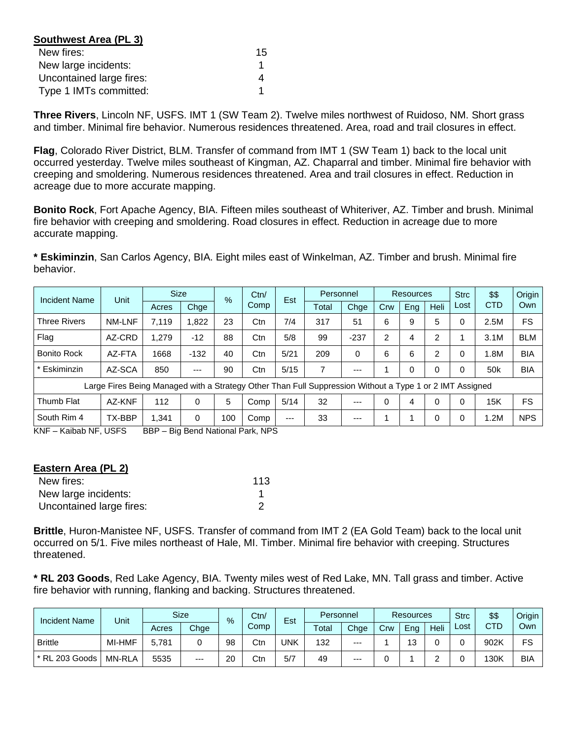**Southwest Area (PL 3)**

| | |
|---|---|
| New fires: | 15 |
| New large incidents: | 1 |
| Uncontained large fires: | 4 |
| Type 1 IMTs committed: | 1 |

**Three Rivers**, Lincoln NF, USFS. IMT 1 (SW Team 2). Twelve miles northwest of Ruidoso, NM. Short grass and timber. Minimal fire behavior. Numerous residences threatened. Area, road and trail closures in effect.

**Flag**, Colorado River District, BLM. Transfer of command from IMT 1 (SW Team 1) back to the local unit occurred yesterday. Twelve miles southeast of Kingman, AZ. Chaparral and timber. Minimal fire behavior with creeping and smoldering. Numerous residences threatened. Area and trail closures in effect. Reduction in acreage due to more accurate mapping.

**Bonito Rock**, Fort Apache Agency, BIA. Fifteen miles southeast of Whiteriver, AZ. Timber and brush. Minimal fire behavior with creeping and smoldering. Road closures in effect. Reduction in acreage due to more accurate mapping.

**\* Eskiminzin**, San Carlos Agency, BIA. Eight miles east of Winkelman, AZ. Timber and brush. Minimal fire behavior.

| Incident Name | Unit | Size | | % | Ctn/ Comp | Est | Personnel | | Resources | | | Strc Lost | $$ CTD | Origin Own |
|---|---|---|---|---|---|---|---|---|---|---|---|---|---|---|
| | | Acres | Chge | | | | Total | Chge | Crw | Eng | Heli | | | |
| Three Rivers | NM-LNF | 7,119 | 1,822 | 23 | Ctn | 7/4 | 317 | 51 | 6 | 9 | 5 | 0 | 2.5M | FS |
| Flag | AZ-CRD | 1,279 | -12 | 88 | Ctn | 5/8 | 99 | -237 | 2 | 4 | 2 | 1 | 3.1M | BLM |
| Bonito Rock | AZ-FTA | 1668 | -132 | 40 | Ctn | 5/21 | 209 | 0 | 6 | 6 | 2 | 0 | 1.8M | BIA |
| * Eskiminzin | AZ-SCA | 850 | --- | 90 | Ctn | 5/15 | 7 | --- | 1 | 0 | 0 | 0 | 50k | BIA |
| Large Fires Being Managed with a Strategy Other Than Full Suppression Without a Type 1 or 2 IMT Assigned | | | | | | | | | | | | | | |
| Thumb Flat | AZ-KNF | 112 | 0 | 5 | Comp | 5/14 | 32 | --- | 0 | 4 | 0 | 0 | 15K | FS |
| South Rim 4 | TX-BBP | 1,341 | 0 | 100 | Comp | --- | 33 | --- | 1 | 1 | 0 | 0 | 1.2M | NPS |

KNF – Kaibab NF, USFS BBP – Big Bend National Park, NPS

**Eastern Area (PL 2)**

| | |
|---|---|
| New fires: | 113 |
| New large incidents: | 1 |
| Uncontained large fires: | 2 |

**Brittle**, Huron-Manistee NF, USFS. Transfer of command from IMT 2 (EA Gold Team) back to the local unit occurred on 5/1. Five miles northeast of Hale, MI. Timber. Minimal fire behavior with creeping. Structures threatened.

**\* RL 203 Goods**, Red Lake Agency, BIA. Twenty miles west of Red Lake, MN. Tall grass and timber. Active fire behavior with running, flanking and backing. Structures threatened.

| Incident Name | Unit | Size | | % | Ctn/ Comp | Est | Personnel | | Resources | | | Strc Lost | $$ CTD | Origin Own |
|---|---|---|---|---|---|---|---|---|---|---|---|---|---|---|
| | | Acres | Chge | | | | Total | Chge | Crw | Eng | Heli | | | |
| Brittle | MI-HMF | 5,781 | 0 | 98 | Ctn | UNK | 132 | --- | 1 | 13 | 0 | 0 | 902K | FS |
| * RL 203 Goods | MN-RLA | 5535 | --- | 20 | Ctn | 5/7 | 49 | --- | 0 | 1 | 2 | 0 | 130K | BIA |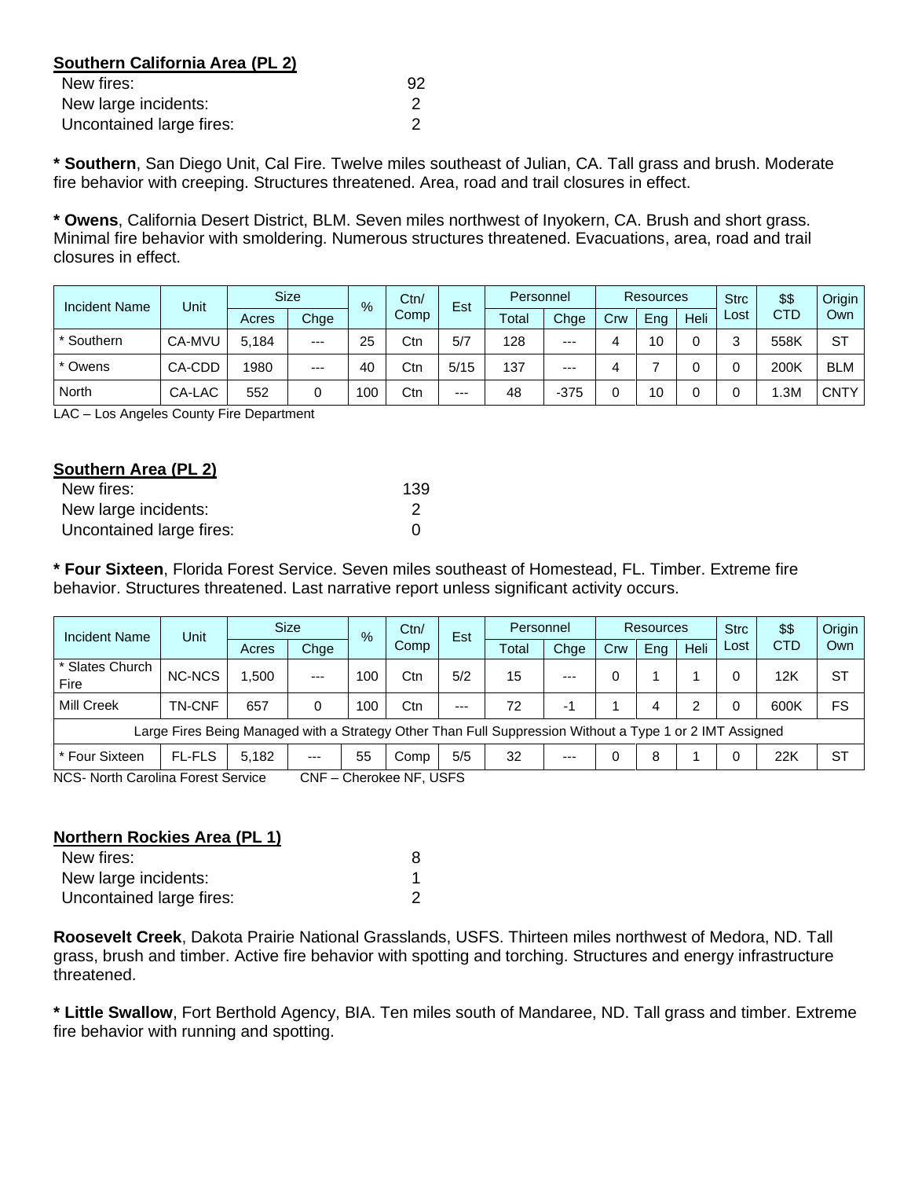**Southern California Area (PL 2)**

| | |
|---|---|
| New fires: | 92 |
| New large incidents: | 2 |
| Uncontained large fires: | 2 |

**\* Southern**, San Diego Unit, Cal Fire. Twelve miles southeast of Julian, CA. Tall grass and brush. Moderate fire behavior with creeping. Structures threatened. Area, road and trail closures in effect.

**\* Owens**, California Desert District, BLM. Seven miles northwest of Inyokern, CA. Brush and short grass. Minimal fire behavior with smoldering. Numerous structures threatened. Evacuations, area, road and trail closures in effect.

| Incident Name | Unit | Size | | % | Ctn/ Comp | Est | Personnel | | Resources | | | Strc Lost | $$ CTD | Origin Own |
|---|---|---|---|---|---|---|---|---|---|---|---|---|---|---|
| | | Acres | Chge | | | | Total | Chge | Crw | Eng | Heli | | | |
| * Southern | CA-MVU | 5,184 | --- | 25 | Ctn | 5/7 | 128 | --- | 4 | 10 | 0 | 3 | 558K | ST |
| * Owens | CA-CDD | 1980 | --- | 40 | Ctn | 5/15 | 137 | --- | 4 | 7 | 0 | 0 | 200K | BLM |
| North | CA-LAC | 552 | 0 | 100 | Ctn | --- | 48 | -375 | 0 | 10 | 0 | 0 | 1.3M | CNTY |

LAC – Los Angeles County Fire Department

**Southern Area (PL 2)**

| | |
|---|---|
| New fires: | 139 |
| New large incidents: | 2 |
| Uncontained large fires: | 0 |

**\* Four Sixteen**, Florida Forest Service. Seven miles southeast of Homestead, FL. Timber. Extreme fire behavior. Structures threatened. Last narrative report unless significant activity occurs.

| Incident Name | Unit | Size | | % | Ctn/ Comp | Est | Personnel | | Resources | | | Strc Lost | $$ CTD | Origin Own |
|---|---|---|---|---|---|---|---|---|---|---|---|---|---|---|
| | | Acres | Chge | | | | Total | Chge | Crw | Eng | Heli | | | |
| * Slates Church Fire | NC-NCS | 1,500 | --- | 100 | Ctn | 5/2 | 15 | --- | 0 | 1 | 1 | 0 | 12K | ST |
| Mill Creek | TN-CNF | 657 | 0 | 100 | Ctn | --- | 72 | -1 | 1 | 4 | 2 | 0 | 600K | FS |
| Large Fires Being Managed with a Strategy Other Than Full Suppression Without a Type 1 or 2 IMT Assigned | | | | | | | | | | | | | | |
| * Four Sixteen | FL-FLS | 5,182 | --- | 55 | Comp | 5/5 | 32 | --- | 0 | 8 | 1 | 0 | 22K | ST |

NCS- North Carolina Forest Service CNF – Cherokee NF, USFS

**Northern Rockies Area (PL 1)**

| | |
|---|---|
| New fires: | 8 |
| New large incidents: | 1 |
| Uncontained large fires: | 2 |

**Roosevelt Creek**, Dakota Prairie National Grasslands, USFS. Thirteen miles northwest of Medora, ND. Tall grass, brush and timber. Active fire behavior with spotting and torching. Structures and energy infrastructure threatened.

**\* Little Swallow**, Fort Berthold Agency, BIA. Ten miles south of Mandaree, ND. Tall grass and timber. Extreme fire behavior with running and spotting.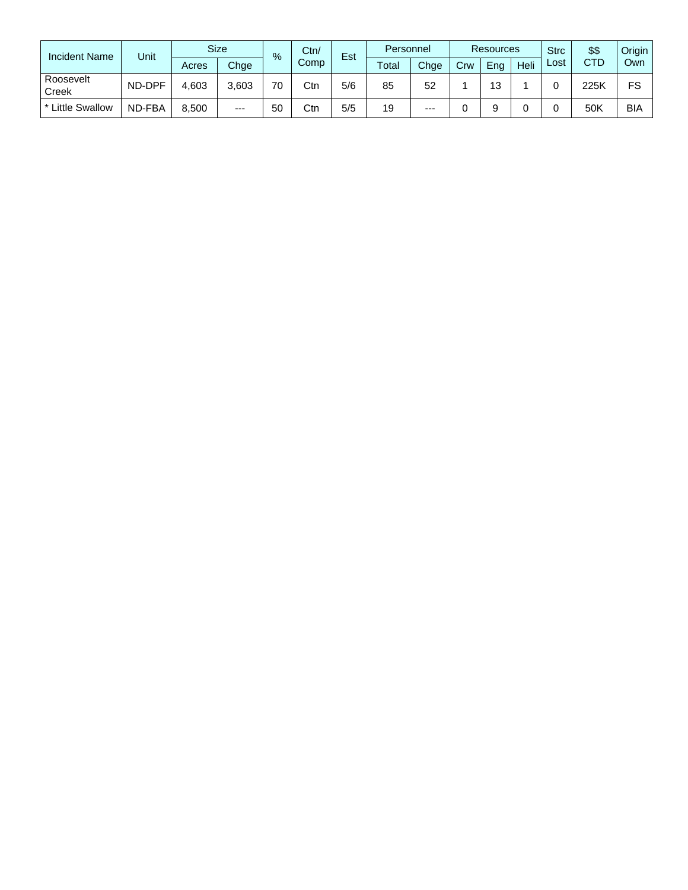| Incident Name | Unit | Size | | % | Ctn/ Comp | Est | Personnel | | Resources | | | Strc Lost | $$ CTD | Origin Own |
|---|---|---|---|---|---|---|---|---|---|---|---|---|---|---|
| | | Acres | Chge | | | | Total | Chge | Crw | Eng | Heli | | | |
| Roosevelt Creek | ND-DPF | 4,603 | 3,603 | 70 | Ctn | 5/6 | 85 | 52 | 1 | 13 | 1 | 0 | 225K | FS |
| * Little Swallow | ND-FBA | 8,500 | --- | 50 | Ctn | 5/5 | 19 | --- | 0 | 9 | 0 | 0 | 50K | BIA |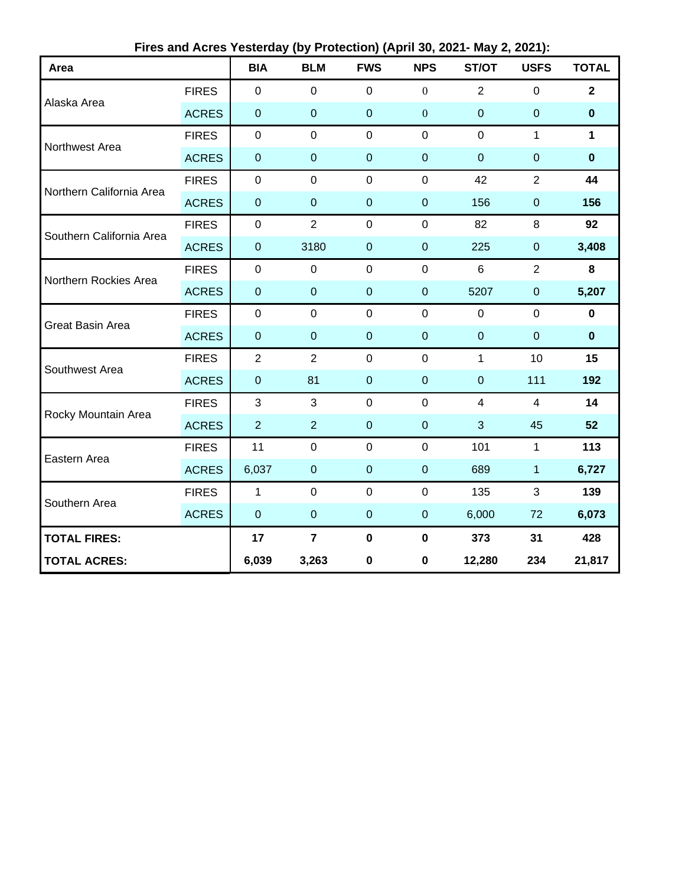**Fires and Acres Yesterday (by Protection) (April 30, 2021- May 2, 2021):**

| Area | | BIA | BLM | FWS | NPS | ST/OT | USFS | TOTAL |
|---|---|---|---|---|---|---|---|---|
| Alaska Area | FIRES | 0 | 0 | 0 | 0 | 2 | 0 | **2** |
| | ACRES | 0 | 0 | 0 | 0 | 0 | 0 | **0** |
| Northwest Area | FIRES | 0 | 0 | 0 | 0 | 0 | 1 | **1** |
| | ACRES | 0 | 0 | 0 | 0 | 0 | 0 | **0** |
| Northern California Area | FIRES | 0 | 0 | 0 | 0 | 42 | 2 | **44** |
| | ACRES | 0 | 0 | 0 | 0 | 156 | 0 | **156** |
| Southern California Area | FIRES | 0 | 2 | 0 | 0 | 82 | 8 | **92** |
| | ACRES | 0 | 3180 | 0 | 0 | 225 | 0 | **3,408** |
| Northern Rockies Area | FIRES | 0 | 0 | 0 | 0 | 6 | 2 | **8** |
| | ACRES | 0 | 0 | 0 | 0 | 5207 | 0 | **5,207** |
| Great Basin Area | FIRES | 0 | 0 | 0 | 0 | 0 | 0 | **0** |
| | ACRES | 0 | 0 | 0 | 0 | 0 | 0 | **0** |
| Southwest Area | FIRES | 2 | 2 | 0 | 0 | 1 | 10 | **15** |
| | ACRES | 0 | 81 | 0 | 0 | 0 | 111 | **192** |
| Rocky Mountain Area | FIRES | 3 | 3 | 0 | 0 | 4 | 4 | **14** |
| | ACRES | 2 | 2 | 0 | 0 | 3 | 45 | **52** |
| Eastern Area | FIRES | 11 | 0 | 0 | 0 | 101 | 1 | **113** |
| | ACRES | 6,037 | 0 | 0 | 0 | 689 | 1 | **6,727** |
| Southern Area | FIRES | 1 | 0 | 0 | 0 | 135 | 3 | **139** |
| | ACRES | 0 | 0 | 0 | 0 | 6,000 | 72 | **6,073** |
| **TOTAL FIRES:** | | **17** | **7** | **0** | **0** | **373** | **31** | **428** |
| **TOTAL ACRES:** | | **6,039** | **3,263** | **0** | **0** | **12,280** | **234** | **21,817** |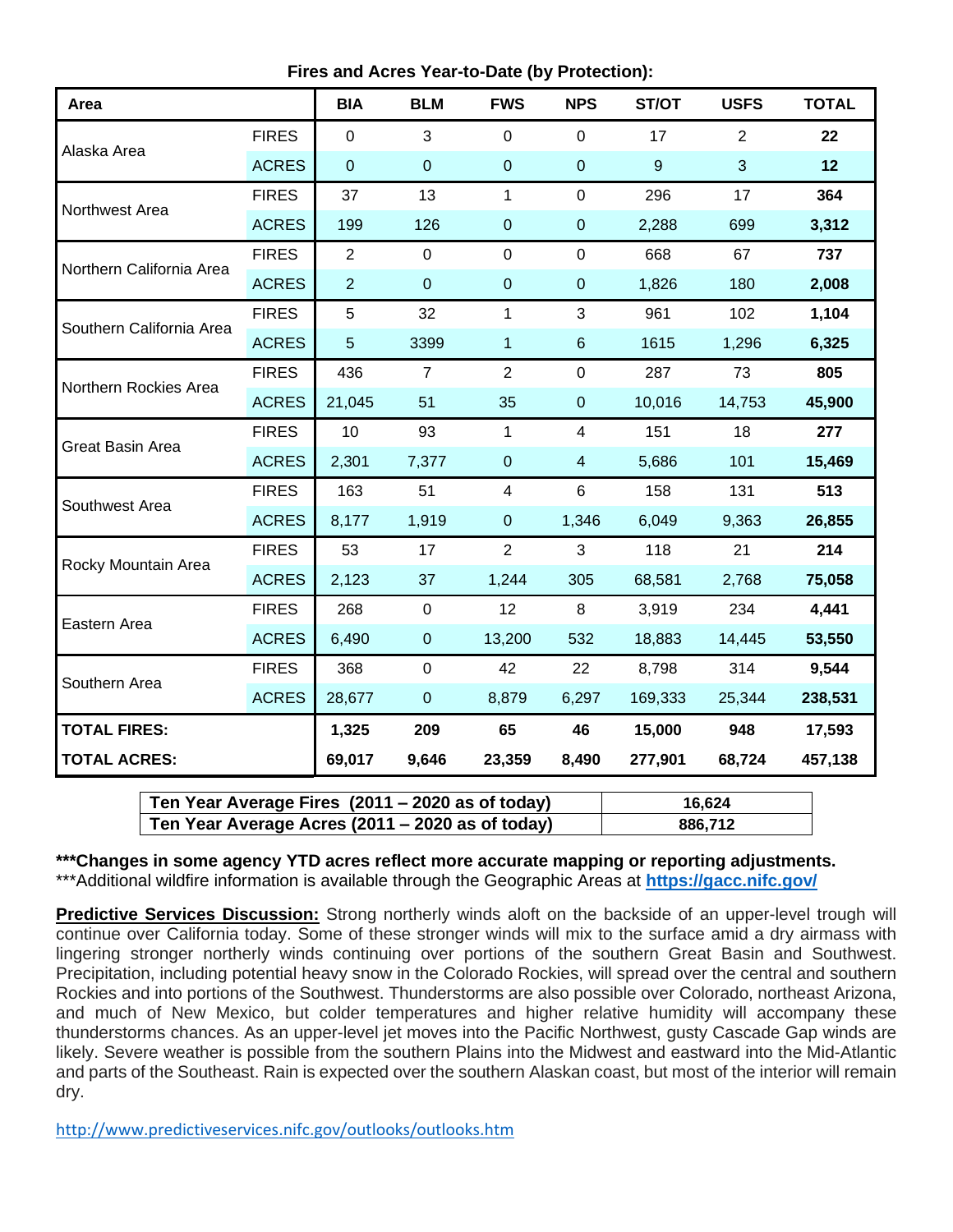**Fires and Acres Year-to-Date (by Protection):**

| Area | | BIA | BLM | FWS | NPS | ST/OT | USFS | TOTAL |
|---|---|---|---|---|---|---|---|---|
| Alaska Area | FIRES | 0 | 3 | 0 | 0 | 17 | 2 | **22** |
| | ACRES | 0 | 0 | 0 | 0 | 9 | 3 | **12** |
| Northwest Area | FIRES | 37 | 13 | 1 | 0 | 296 | 17 | **364** |
| | ACRES | 199 | 126 | 0 | 0 | 2,288 | 699 | **3,312** |
| Northern California Area | FIRES | 2 | 0 | 0 | 0 | 668 | 67 | **737** |
| | ACRES | 2 | 0 | 0 | 0 | 1,826 | 180 | **2,008** |
| Southern California Area | FIRES | 5 | 32 | 1 | 3 | 961 | 102 | **1,104** |
| | ACRES | 5 | 3399 | 1 | 6 | 1615 | 1,296 | **6,325** |
| Northern Rockies Area | FIRES | 436 | 7 | 2 | 0 | 287 | 73 | **805** |
| | ACRES | 21,045 | 51 | 35 | 0 | 10,016 | 14,753 | **45,900** |
| Great Basin Area | FIRES | 10 | 93 | 1 | 4 | 151 | 18 | **277** |
| | ACRES | 2,301 | 7,377 | 0 | 4 | 5,686 | 101 | **15,469** |
| Southwest Area | FIRES | 163 | 51 | 4 | 6 | 158 | 131 | **513** |
| | ACRES | 8,177 | 1,919 | 0 | 1,346 | 6,049 | 9,363 | **26,855** |
| Rocky Mountain Area | FIRES | 53 | 17 | 2 | 3 | 118 | 21 | **214** |
| | ACRES | 2,123 | 37 | 1,244 | 305 | 68,581 | 2,768 | **75,058** |
| Eastern Area | FIRES | 268 | 0 | 12 | 8 | 3,919 | 234 | **4,441** |
| | ACRES | 6,490 | 0 | 13,200 | 532 | 18,883 | 14,445 | **53,550** |
| Southern Area | FIRES | 368 | 0 | 42 | 22 | 8,798 | 314 | **9,544** |
| | ACRES | 28,677 | 0 | 8,879 | 6,297 | 169,333 | 25,344 | **238,531** |
| **TOTAL FIRES:** | | **1,325** | **209** | **65** | **46** | **15,000** | **948** | **17,593** |
| **TOTAL ACRES:** | | **69,017** | **9,646** | **23,359** | **8,490** | **277,901** | **68,724** | **457,138** |

| | |
|---|---|
| **Ten Year Average Fires (2011 – 2020 as of today)** | **16,624** |
| **Ten Year Average Acres (2011 – 2020 as of today)** | **886,712** |

*****Changes in some agency YTD acres reflect more accurate mapping or reporting adjustments.**
***Additional wildfire information is available through the Geographic Areas at **https://gacc.nifc.gov/**

**Predictive Services Discussion:** Strong northerly winds aloft on the backside of an upper-level trough will continue over California today. Some of these stronger winds will mix to the surface amid a dry airmass with lingering stronger northerly winds continuing over portions of the southern Great Basin and Southwest. Precipitation, including potential heavy snow in the Colorado Rockies, will spread over the central and southern Rockies and into portions of the Southwest. Thunderstorms are also possible over Colorado, northeast Arizona, and much of New Mexico, but colder temperatures and higher relative humidity will accompany these thunderstorms chances. As an upper-level jet moves into the Pacific Northwest, gusty Cascade Gap winds are likely. Severe weather is possible from the southern Plains into the Midwest and eastward into the Mid-Atlantic and parts of the Southeast. Rain is expected over the southern Alaskan coast, but most of the interior will remain dry.

http://www.predictiveservices.nifc.gov/outlooks/outlooks.htm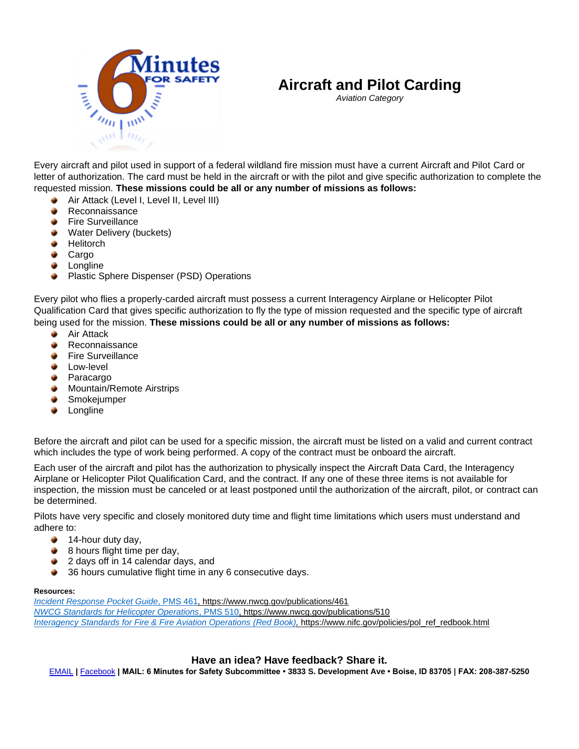# Aircraft and Pilot Carding

*Aviation Category*

Every aircraft and pilot used in support of a federal wildland fire mission must have a current Aircraft and Pilot Card or letter of authorization. The card must be held in the aircraft or with the pilot and give specific authorization to complete the requested mission. **These missions could be all or any number of missions as follows:**

- Air Attack (Level I, Level II, Level III)
- Reconnaissance
- Fire Surveillance
- Water Delivery (buckets)
- Helitorch
- Cargo
- Longline
- Plastic Sphere Dispenser (PSD) Operations

Every pilot who flies a properly-carded aircraft must possess a current Interagency Airplane or Helicopter Pilot Qualification Card that gives specific authorization to fly the type of mission requested and the specific type of aircraft being used for the mission. **These missions could be all or any number of missions as follows:**

- Air Attack
- Reconnaissance
- Fire Surveillance
- Low-level
- Paracargo
- Mountain/Remote Airstrips
- Smokejumper
- Longline

Before the aircraft and pilot can be used for a specific mission, the aircraft must be listed on a valid and current contract which includes the type of work being performed. A copy of the contract must be onboard the aircraft.

Each user of the aircraft and pilot has the authorization to physically inspect the Aircraft Data Card, the Interagency Airplane or Helicopter Pilot Qualification Card, and the contract. If any one of these three items is not available for inspection, the mission must be canceled or at least postponed until the authorization of the aircraft, pilot, or contract can be determined.

Pilots have very specific and closely monitored duty time and flight time limitations which users must understand and adhere to:

- 14-hour duty day,
- 8 hours flight time per day,
- 2 days off in 14 calendar days, and
- 36 hours cumulative flight time in any 6 consecutive days.

**Resources:**

*Incident Response Pocket Guide*, PMS 461, https://www.nwcg.gov/publications/461
*NWCG Standards for Helicopter Operations*, PMS 510, https://www.nwcg.gov/publications/510
*Interagency Standards for Fire & Fire Aviation Operations (Red Book)*, https://www.nifc.gov/policies/pol_ref_redbook.html

**Have an idea? Have feedback? Share it.**

EMAIL | Facebook | **MAIL: 6 Minutes for Safety Subcommittee • 3833 S. Development Ave • Boise, ID 83705 | FAX: 208-387-5250**